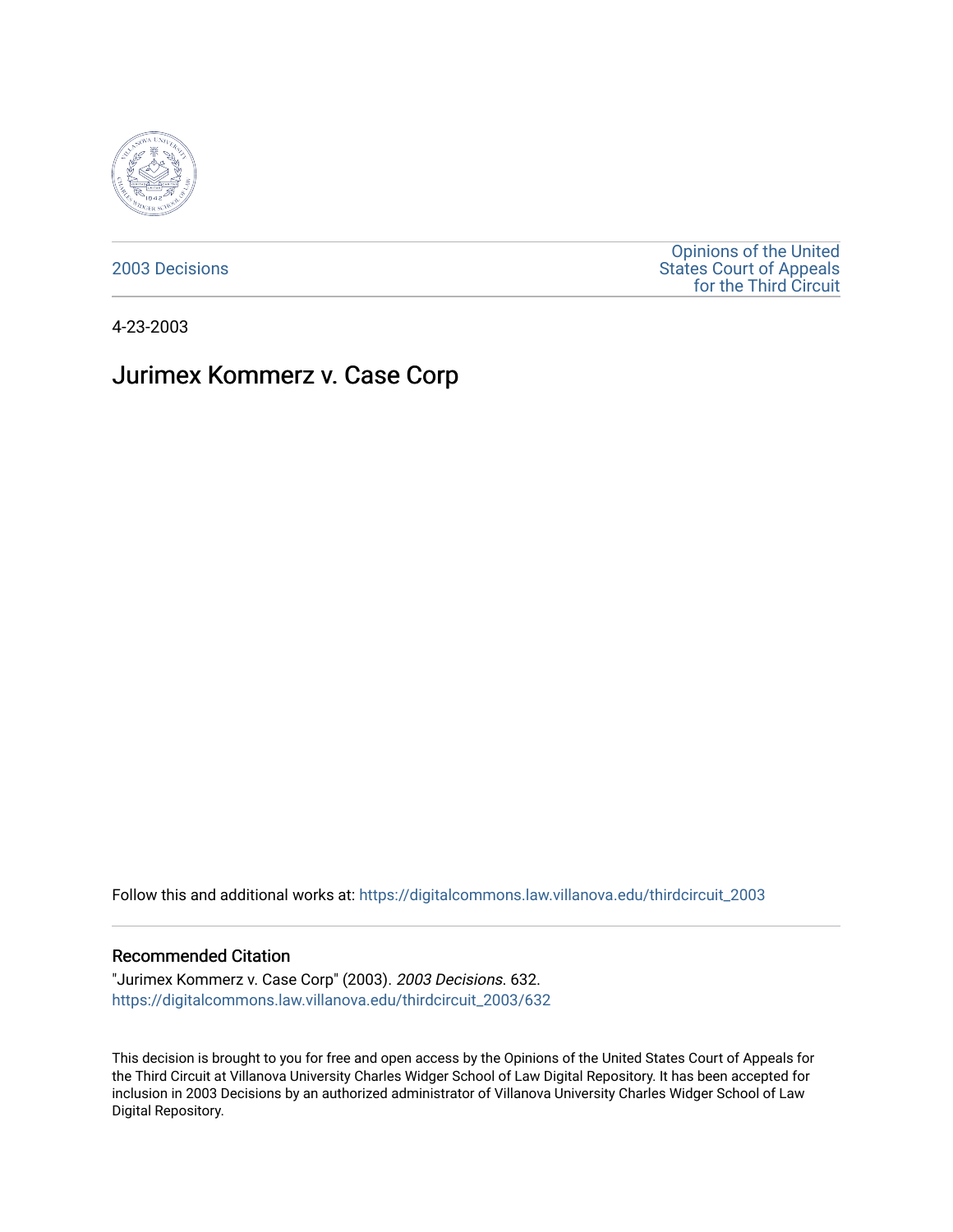2003 Decisions

Opinions of the United States Court of Appeals for the Third Circuit

4-23-2003

# Jurimex Kommerz v. Case Corp

Follow this and additional works at: https://digitalcommons.law.villanova.edu/thirdcircuit_2003

## Recommended Citation

"Jurimex Kommerz v. Case Corp" (2003). *2003 Decisions*. 632.
https://digitalcommons.law.villanova.edu/thirdcircuit_2003/632

This decision is brought to you for free and open access by the Opinions of the United States Court of Appeals for the Third Circuit at Villanova University Charles Widger School of Law Digital Repository. It has been accepted for inclusion in 2003 Decisions by an authorized administrator of Villanova University Charles Widger School of Law Digital Repository.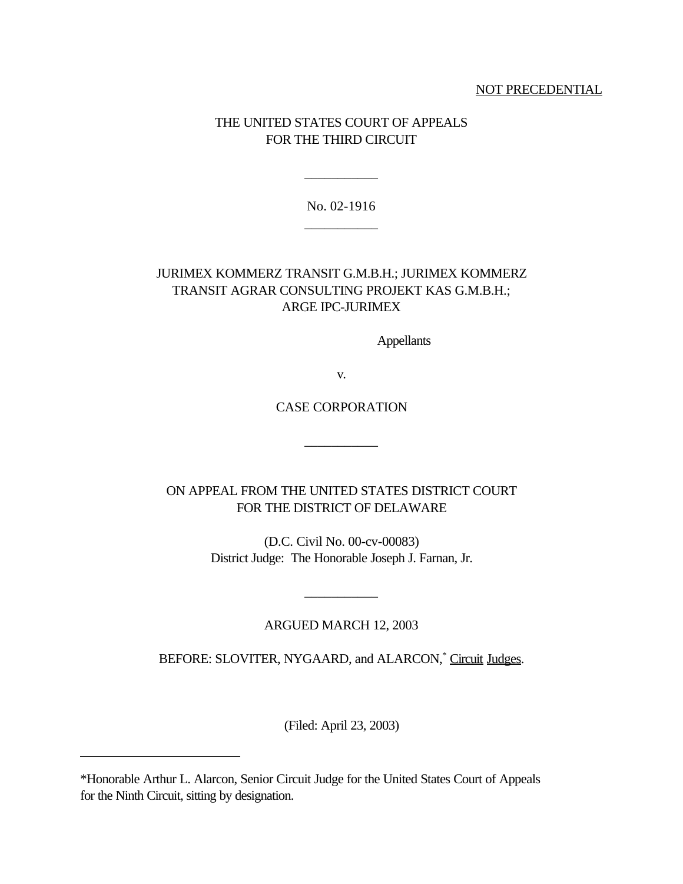NOT PRECEDENTIAL

THE UNITED STATES COURT OF APPEALS
FOR THE THIRD CIRCUIT

---

No. 02-1916

---

JURIMEX KOMMERZ TRANSIT G.M.B.H.; JURIMEX KOMMERZ TRANSIT AGRAR CONSULTING PROJEKT KAS G.M.B.H.; ARGE IPC-JURIMEX

Appellants

v.

CASE CORPORATION

---

ON APPEAL FROM THE UNITED STATES DISTRICT COURT
FOR THE DISTRICT OF DELAWARE

(D.C. Civil No. 00-cv-00083)
District Judge: The Honorable Joseph J. Farnan, Jr.

---

ARGUED MARCH 12, 2003

BEFORE: SLOVITER, NYGAARD, and ALARCON,* Circuit Judges.

(Filed: April 23, 2003)

---

*Honorable Arthur L. Alarcon, Senior Circuit Judge for the United States Court of Appeals for the Ninth Circuit, sitting by designation.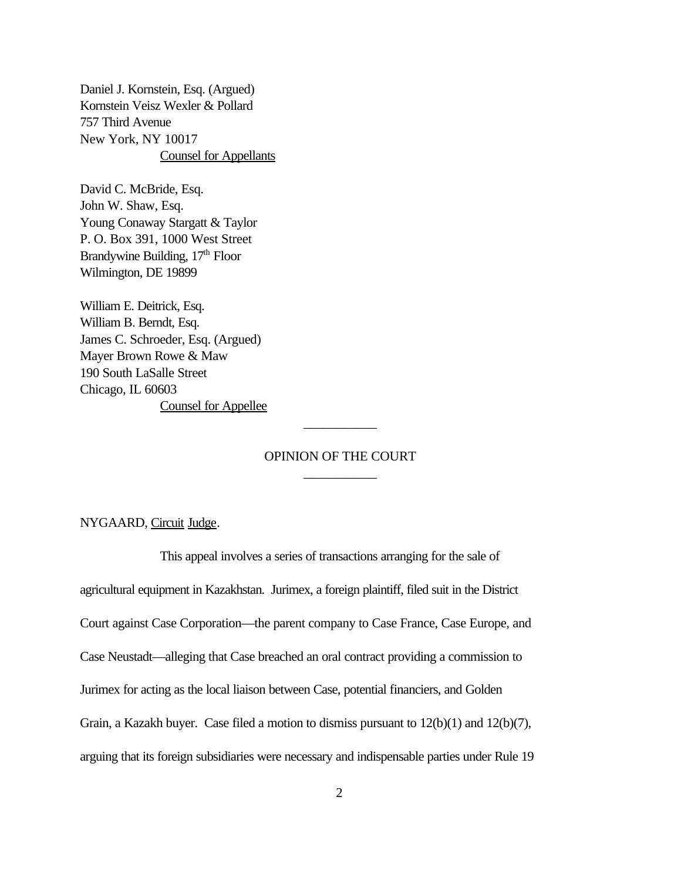Daniel J. Kornstein, Esq. (Argued)
Kornstein Veisz Wexler & Pollard
757 Third Avenue
New York, NY 10017
Counsel for Appellants

David C. McBride, Esq.
John W. Shaw, Esq.
Young Conaway Stargatt & Taylor
P. O. Box 391, 1000 West Street
Brandywine Building, 17th Floor
Wilmington, DE 19899

William E. Deitrick, Esq.
William B. Berndt, Esq.
James C. Schroeder, Esq. (Argued)
Mayer Brown Rowe & Maw
190 South LaSalle Street
Chicago, IL 60603
Counsel for Appellee

## OPINION OF THE COURT

NYGAARD, Circuit Judge.

This appeal involves a series of transactions arranging for the sale of agricultural equipment in Kazakhstan. Jurimex, a foreign plaintiff, filed suit in the District Court against Case Corporation—the parent company to Case France, Case Europe, and Case Neustadt—alleging that Case breached an oral contract providing a commission to Jurimex for acting as the local liaison between Case, potential financiers, and Golden Grain, a Kazakh buyer. Case filed a motion to dismiss pursuant to 12(b)(1) and 12(b)(7), arguing that its foreign subsidiaries were necessary and indispensable parties under Rule 19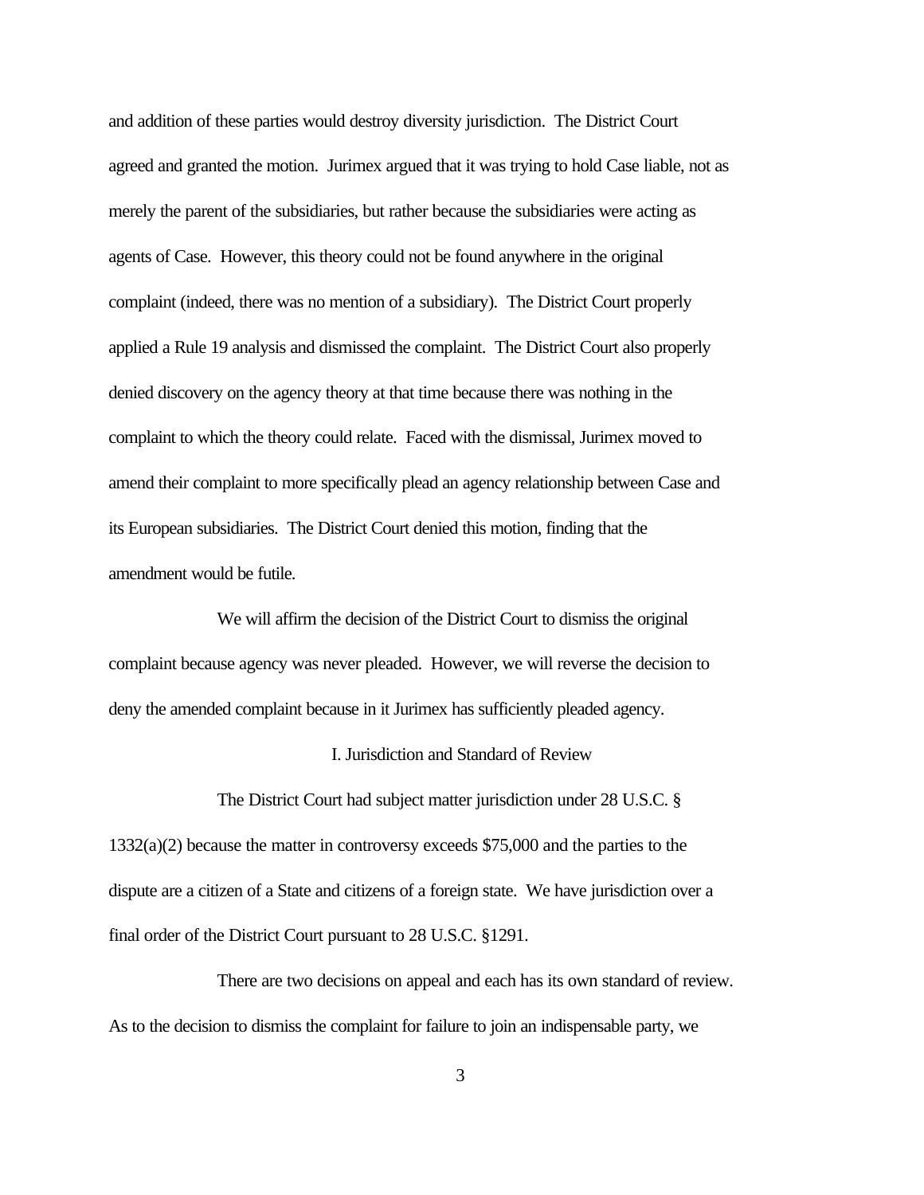and addition of these parties would destroy diversity jurisdiction. The District Court agreed and granted the motion. Jurimex argued that it was trying to hold Case liable, not as merely the parent of the subsidiaries, but rather because the subsidiaries were acting as agents of Case. However, this theory could not be found anywhere in the original complaint (indeed, there was no mention of a subsidiary). The District Court properly applied a Rule 19 analysis and dismissed the complaint. The District Court also properly denied discovery on the agency theory at that time because there was nothing in the complaint to which the theory could relate. Faced with the dismissal, Jurimex moved to amend their complaint to more specifically plead an agency relationship between Case and its European subsidiaries. The District Court denied this motion, finding that the amendment would be futile.

We will affirm the decision of the District Court to dismiss the original complaint because agency was never pleaded. However, we will reverse the decision to deny the amended complaint because in it Jurimex has sufficiently pleaded agency.

## I. Jurisdiction and Standard of Review

The District Court had subject matter jurisdiction under 28 U.S.C. § 1332(a)(2) because the matter in controversy exceeds $75,000 and the parties to the dispute are a citizen of a State and citizens of a foreign state. We have jurisdiction over a final order of the District Court pursuant to 28 U.S.C. §1291.

There are two decisions on appeal and each has its own standard of review. As to the decision to dismiss the complaint for failure to join an indispensable party, we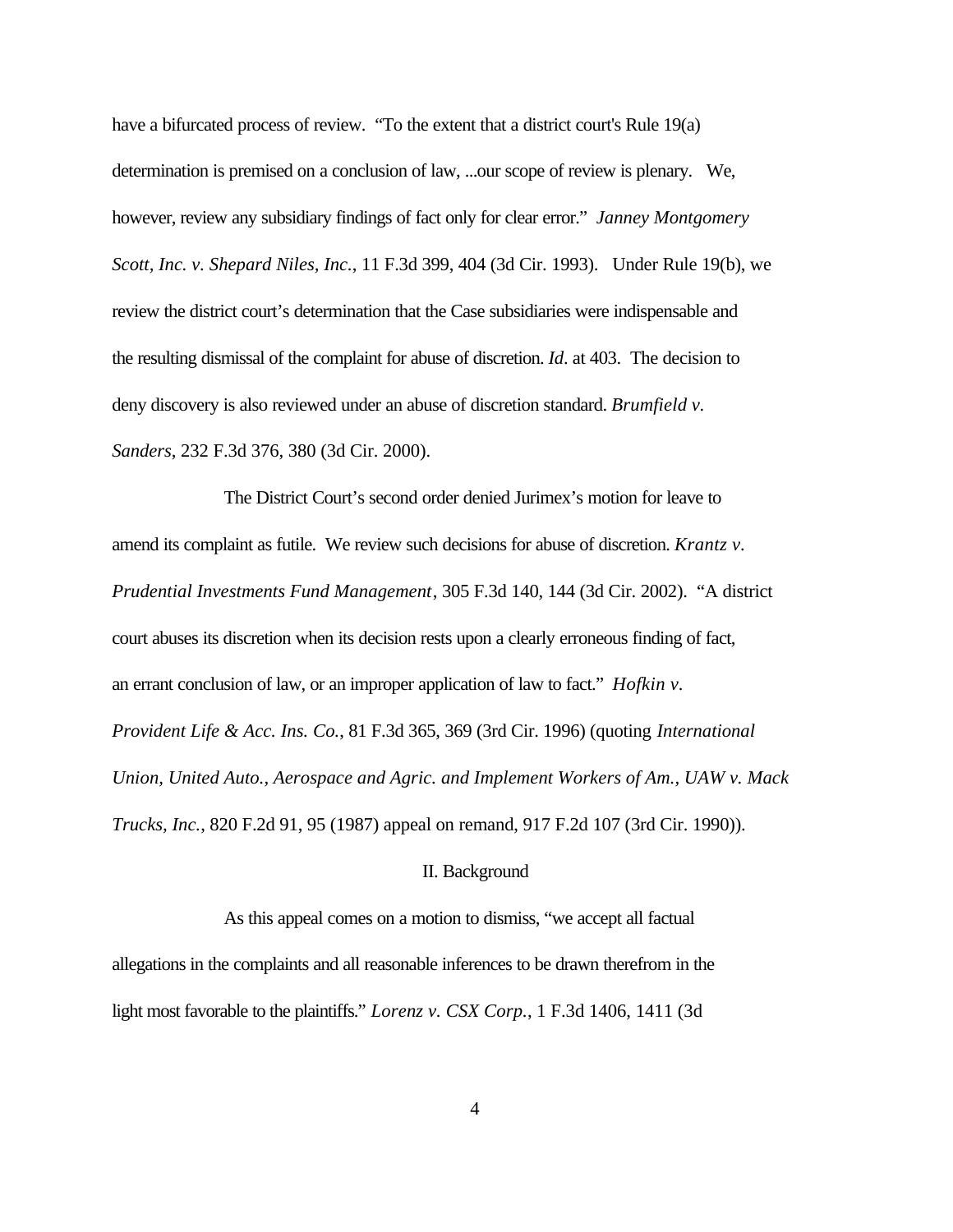have a bifurcated process of review. "To the extent that a district court's Rule 19(a) determination is premised on a conclusion of law, ...our scope of review is plenary. We, however, review any subsidiary findings of fact only for clear error." *Janney Montgomery Scott, Inc. v. Shepard Niles, Inc.*, 11 F.3d 399, 404 (3d Cir. 1993). Under Rule 19(b), we review the district court's determination that the Case subsidiaries were indispensable and the resulting dismissal of the complaint for abuse of discretion. *Id*. at 403. The decision to deny discovery is also reviewed under an abuse of discretion standard. *Brumfield v. Sanders*, 232 F.3d 376, 380 (3d Cir. 2000).

The District Court's second order denied Jurimex's motion for leave to amend its complaint as futile. We review such decisions for abuse of discretion. *Krantz v. Prudential Investments Fund Management*, 305 F.3d 140, 144 (3d Cir. 2002). "A district court abuses its discretion when its decision rests upon a clearly erroneous finding of fact, an errant conclusion of law, or an improper application of law to fact." *Hofkin v. Provident Life & Acc. Ins. Co.*, 81 F.3d 365, 369 (3rd Cir. 1996) (quoting *International Union, United Auto., Aerospace and Agric. and Implement Workers of Am., UAW v. Mack Trucks, Inc.*, 820 F.2d 91, 95 (1987) appeal on remand, 917 F.2d 107 (3rd Cir. 1990)).

## II. Background

As this appeal comes on a motion to dismiss, "we accept all factual allegations in the complaints and all reasonable inferences to be drawn therefrom in the light most favorable to the plaintiffs." *Lorenz v. CSX Corp.*, 1 F.3d 1406, 1411 (3d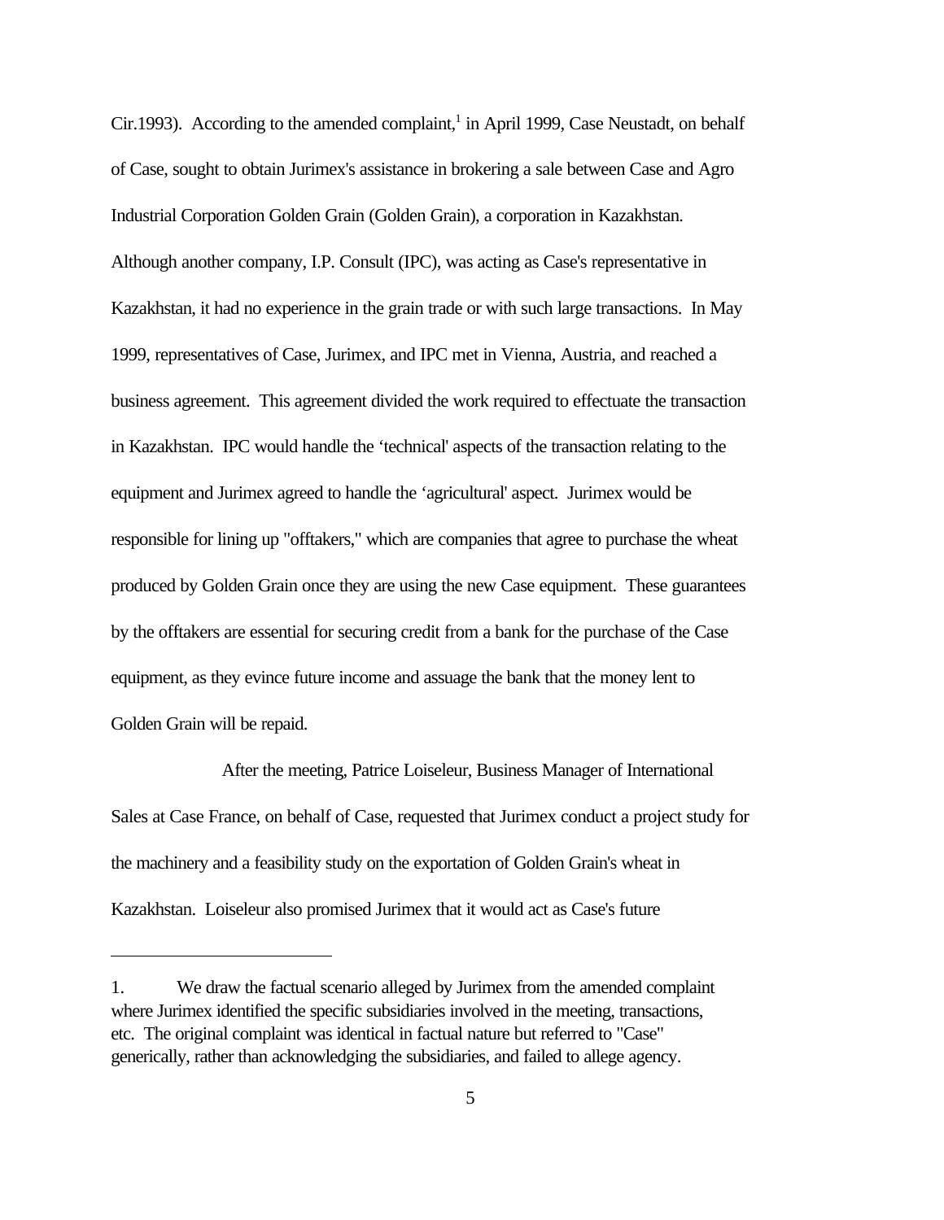Cir.1993). According to the amended complaint,[1] in April 1999, Case Neustadt, on behalf of Case, sought to obtain Jurimex's assistance in brokering a sale between Case and Agro Industrial Corporation Golden Grain (Golden Grain), a corporation in Kazakhstan. Although another company, I.P. Consult (IPC), was acting as Case's representative in Kazakhstan, it had no experience in the grain trade or with such large transactions. In May 1999, representatives of Case, Jurimex, and IPC met in Vienna, Austria, and reached a business agreement. This agreement divided the work required to effectuate the transaction in Kazakhstan. IPC would handle the 'technical' aspects of the transaction relating to the equipment and Jurimex agreed to handle the 'agricultural' aspect. Jurimex would be responsible for lining up "offtakers," which are companies that agree to purchase the wheat produced by Golden Grain once they are using the new Case equipment. These guarantees by the offtakers are essential for securing credit from a bank for the purchase of the Case equipment, as they evince future income and assuage the bank that the money lent to Golden Grain will be repaid.

After the meeting, Patrice Loiseleur, Business Manager of International Sales at Case France, on behalf of Case, requested that Jurimex conduct a project study for the machinery and a feasibility study on the exportation of Golden Grain's wheat in Kazakhstan. Loiseleur also promised Jurimex that it would act as Case's future

---

1. We draw the factual scenario alleged by Jurimex from the amended complaint where Jurimex identified the specific subsidiaries involved in the meeting, transactions, etc. The original complaint was identical in factual nature but referred to "Case" generically, rather than acknowledging the subsidiaries, and failed to allege agency.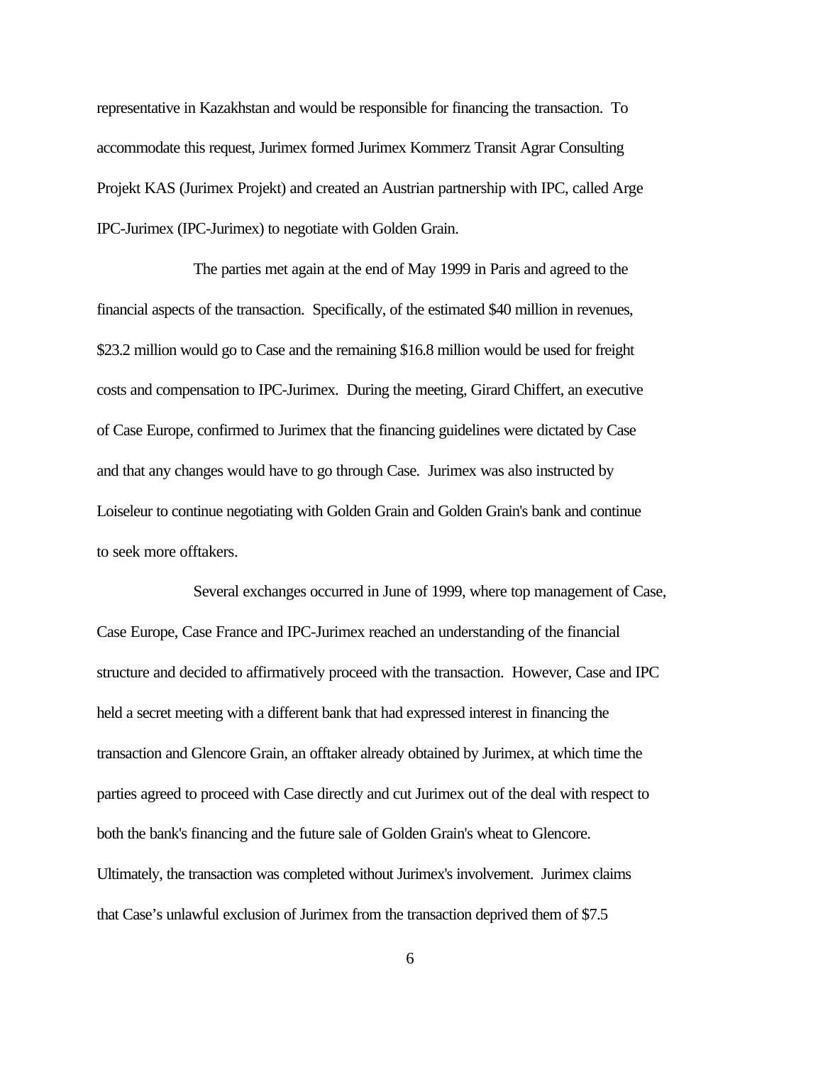representative in Kazakhstan and would be responsible for financing the transaction. To accommodate this request, Jurimex formed Jurimex Kommerz Transit Agrar Consulting Projekt KAS (Jurimex Projekt) and created an Austrian partnership with IPC, called Arge IPC-Jurimex (IPC-Jurimex) to negotiate with Golden Grain.

The parties met again at the end of May 1999 in Paris and agreed to the financial aspects of the transaction. Specifically, of the estimated $40 million in revenues, $23.2 million would go to Case and the remaining $16.8 million would be used for freight costs and compensation to IPC-Jurimex. During the meeting, Girard Chiffert, an executive of Case Europe, confirmed to Jurimex that the financing guidelines were dictated by Case and that any changes would have to go through Case. Jurimex was also instructed by Loiseleur to continue negotiating with Golden Grain and Golden Grain's bank and continue to seek more offtakers.

Several exchanges occurred in June of 1999, where top management of Case, Case Europe, Case France and IPC-Jurimex reached an understanding of the financial structure and decided to affirmatively proceed with the transaction. However, Case and IPC held a secret meeting with a different bank that had expressed interest in financing the transaction and Glencore Grain, an offtaker already obtained by Jurimex, at which time the parties agreed to proceed with Case directly and cut Jurimex out of the deal with respect to both the bank's financing and the future sale of Golden Grain's wheat to Glencore. Ultimately, the transaction was completed without Jurimex's involvement. Jurimex claims that Case's unlawful exclusion of Jurimex from the transaction deprived them of $7.5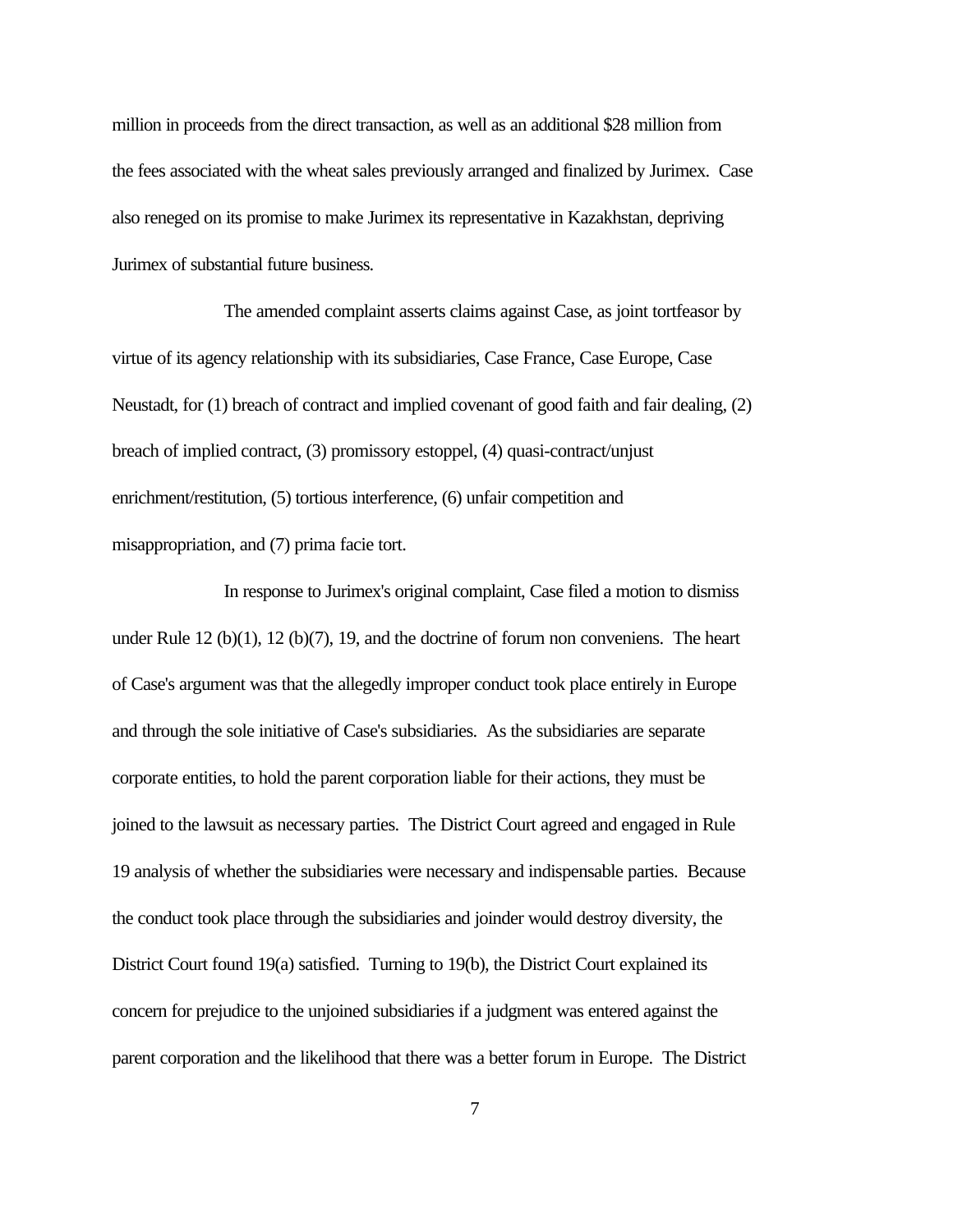million in proceeds from the direct transaction, as well as an additional $28 million from the fees associated with the wheat sales previously arranged and finalized by Jurimex. Case also reneged on its promise to make Jurimex its representative in Kazakhstan, depriving Jurimex of substantial future business.

The amended complaint asserts claims against Case, as joint tortfeasor by virtue of its agency relationship with its subsidiaries, Case France, Case Europe, Case Neustadt, for (1) breach of contract and implied covenant of good faith and fair dealing, (2) breach of implied contract, (3) promissory estoppel, (4) quasi-contract/unjust enrichment/restitution, (5) tortious interference, (6) unfair competition and misappropriation, and (7) prima facie tort.

In response to Jurimex's original complaint, Case filed a motion to dismiss under Rule 12 (b)(1), 12 (b)(7), 19, and the doctrine of forum non conveniens. The heart of Case's argument was that the allegedly improper conduct took place entirely in Europe and through the sole initiative of Case's subsidiaries. As the subsidiaries are separate corporate entities, to hold the parent corporation liable for their actions, they must be joined to the lawsuit as necessary parties. The District Court agreed and engaged in Rule 19 analysis of whether the subsidiaries were necessary and indispensable parties. Because the conduct took place through the subsidiaries and joinder would destroy diversity, the District Court found 19(a) satisfied. Turning to 19(b), the District Court explained its concern for prejudice to the unjoined subsidiaries if a judgment was entered against the parent corporation and the likelihood that there was a better forum in Europe. The District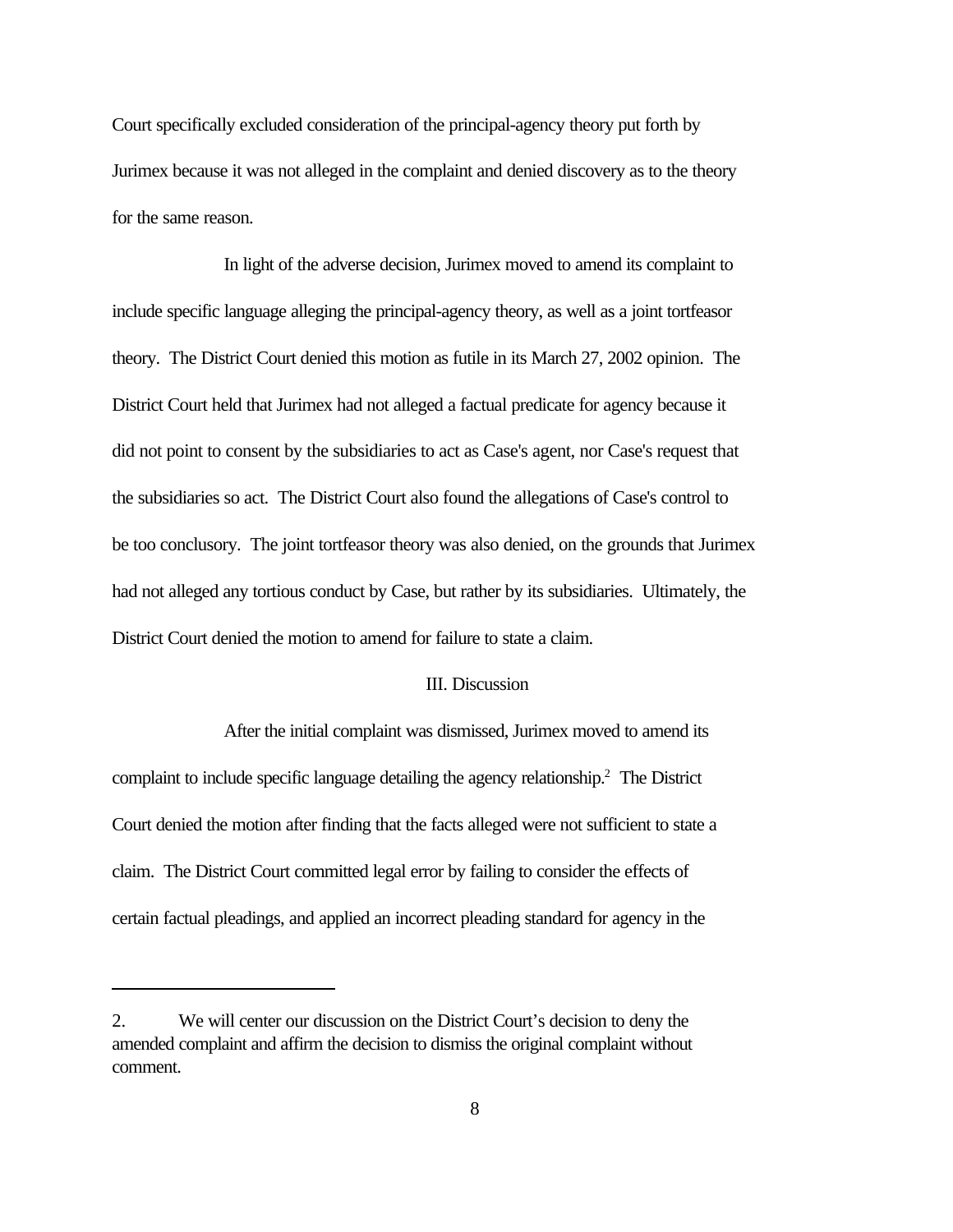Court specifically excluded consideration of the principal-agency theory put forth by Jurimex because it was not alleged in the complaint and denied discovery as to the theory for the same reason.

In light of the adverse decision, Jurimex moved to amend its complaint to include specific language alleging the principal-agency theory, as well as a joint tortfeasor theory. The District Court denied this motion as futile in its March 27, 2002 opinion. The District Court held that Jurimex had not alleged a factual predicate for agency because it did not point to consent by the subsidiaries to act as Case's agent, nor Case's request that the subsidiaries so act. The District Court also found the allegations of Case's control to be too conclusory. The joint tortfeasor theory was also denied, on the grounds that Jurimex had not alleged any tortious conduct by Case, but rather by its subsidiaries. Ultimately, the District Court denied the motion to amend for failure to state a claim.

## III. Discussion

After the initial complaint was dismissed, Jurimex moved to amend its complaint to include specific language detailing the agency relationship.[2] The District Court denied the motion after finding that the facts alleged were not sufficient to state a claim. The District Court committed legal error by failing to consider the effects of certain factual pleadings, and applied an incorrect pleading standard for agency in the

---

2. We will center our discussion on the District Court's decision to deny the amended complaint and affirm the decision to dismiss the original complaint without comment.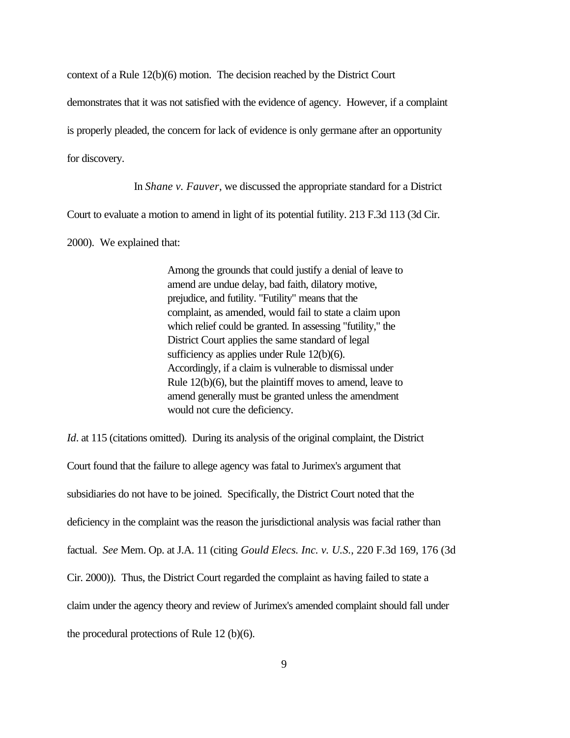context of a Rule 12(b)(6) motion. The decision reached by the District Court demonstrates that it was not satisfied with the evidence of agency. However, if a complaint is properly pleaded, the concern for lack of evidence is only germane after an opportunity for discovery.

In *Shane v. Fauver*, we discussed the appropriate standard for a District Court to evaluate a motion to amend in light of its potential futility. 213 F.3d 113 (3d Cir. 2000). We explained that:

> Among the grounds that could justify a denial of leave to amend are undue delay, bad faith, dilatory motive, prejudice, and futility. "Futility" means that the complaint, as amended, would fail to state a claim upon which relief could be granted. In assessing "futility," the District Court applies the same standard of legal sufficiency as applies under Rule 12(b)(6). Accordingly, if a claim is vulnerable to dismissal under Rule 12(b)(6), but the plaintiff moves to amend, leave to amend generally must be granted unless the amendment would not cure the deficiency.

*Id*. at 115 (citations omitted). During its analysis of the original complaint, the District Court found that the failure to allege agency was fatal to Jurimex's argument that subsidiaries do not have to be joined. Specifically, the District Court noted that the deficiency in the complaint was the reason the jurisdictional analysis was facial rather than factual. *See* Mem. Op. at J.A. 11 (citing *Gould Elecs. Inc. v. U.S.*, 220 F.3d 169, 176 (3d Cir. 2000)). Thus, the District Court regarded the complaint as having failed to state a claim under the agency theory and review of Jurimex's amended complaint should fall under the procedural protections of Rule 12 (b)(6).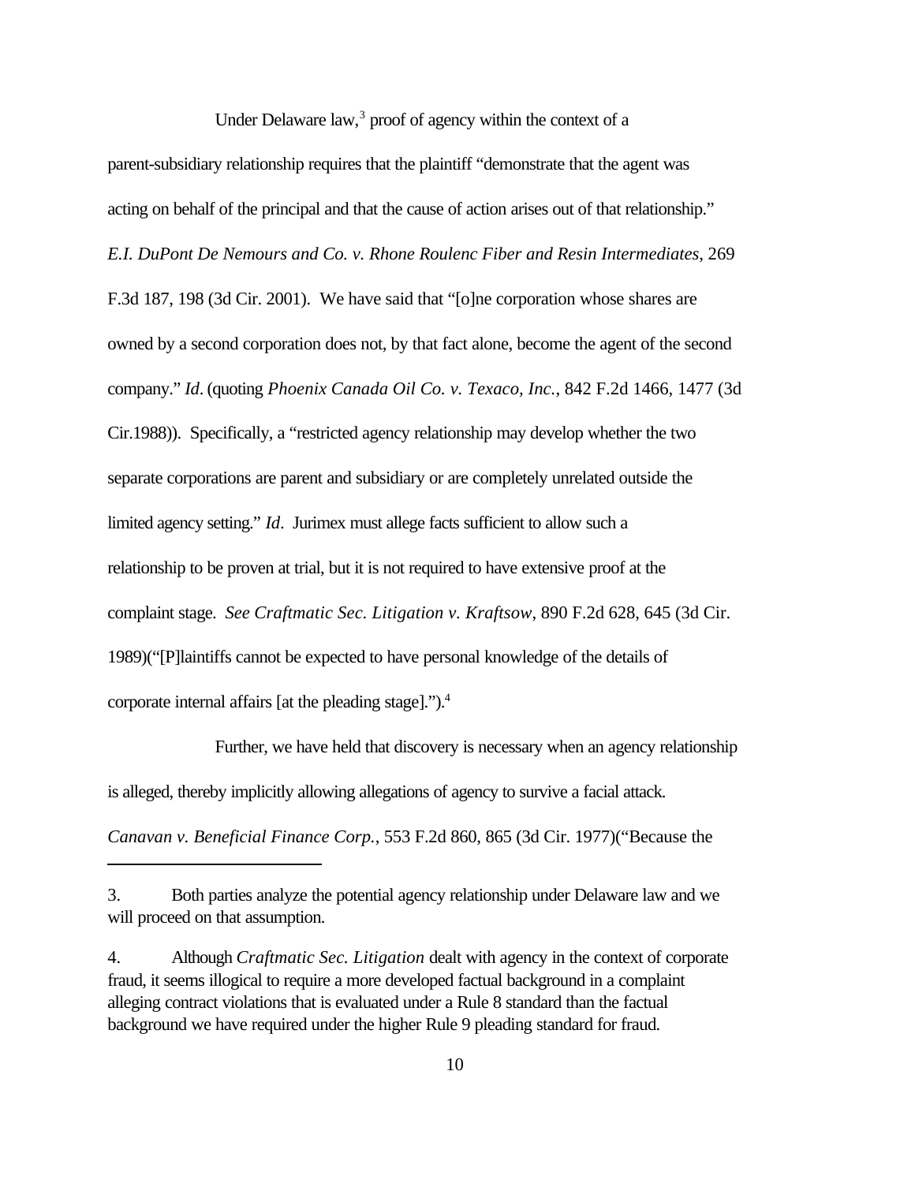Under Delaware law,[3] proof of agency within the context of a parent-subsidiary relationship requires that the plaintiff "demonstrate that the agent was acting on behalf of the principal and that the cause of action arises out of that relationship." *E.I. DuPont De Nemours and Co. v. Rhone Roulenc Fiber and Resin Intermediates*, 269 F.3d 187, 198 (3d Cir. 2001). We have said that "[o]ne corporation whose shares are owned by a second corporation does not, by that fact alone, become the agent of the second company." *Id*. (quoting *Phoenix Canada Oil Co. v. Texaco, Inc.*, 842 F.2d 1466, 1477 (3d Cir.1988)). Specifically, a "restricted agency relationship may develop whether the two separate corporations are parent and subsidiary or are completely unrelated outside the limited agency setting." *Id*. Jurimex must allege facts sufficient to allow such a relationship to be proven at trial, but it is not required to have extensive proof at the complaint stage. *See Craftmatic Sec. Litigation v. Kraftsow*, 890 F.2d 628, 645 (3d Cir. 1989)("[P]laintiffs cannot be expected to have personal knowledge of the details of corporate internal affairs [at the pleading stage].").[4]

Further, we have held that discovery is necessary when an agency relationship is alleged, thereby implicitly allowing allegations of agency to survive a facial attack. *Canavan v. Beneficial Finance Corp.*, 553 F.2d 860, 865 (3d Cir. 1977)("Because the

---

3. Both parties analyze the potential agency relationship under Delaware law and we will proceed on that assumption.

4. Although *Craftmatic Sec. Litigation* dealt with agency in the context of corporate fraud, it seems illogical to require a more developed factual background in a complaint alleging contract violations that is evaluated under a Rule 8 standard than the factual background we have required under the higher Rule 9 pleading standard for fraud.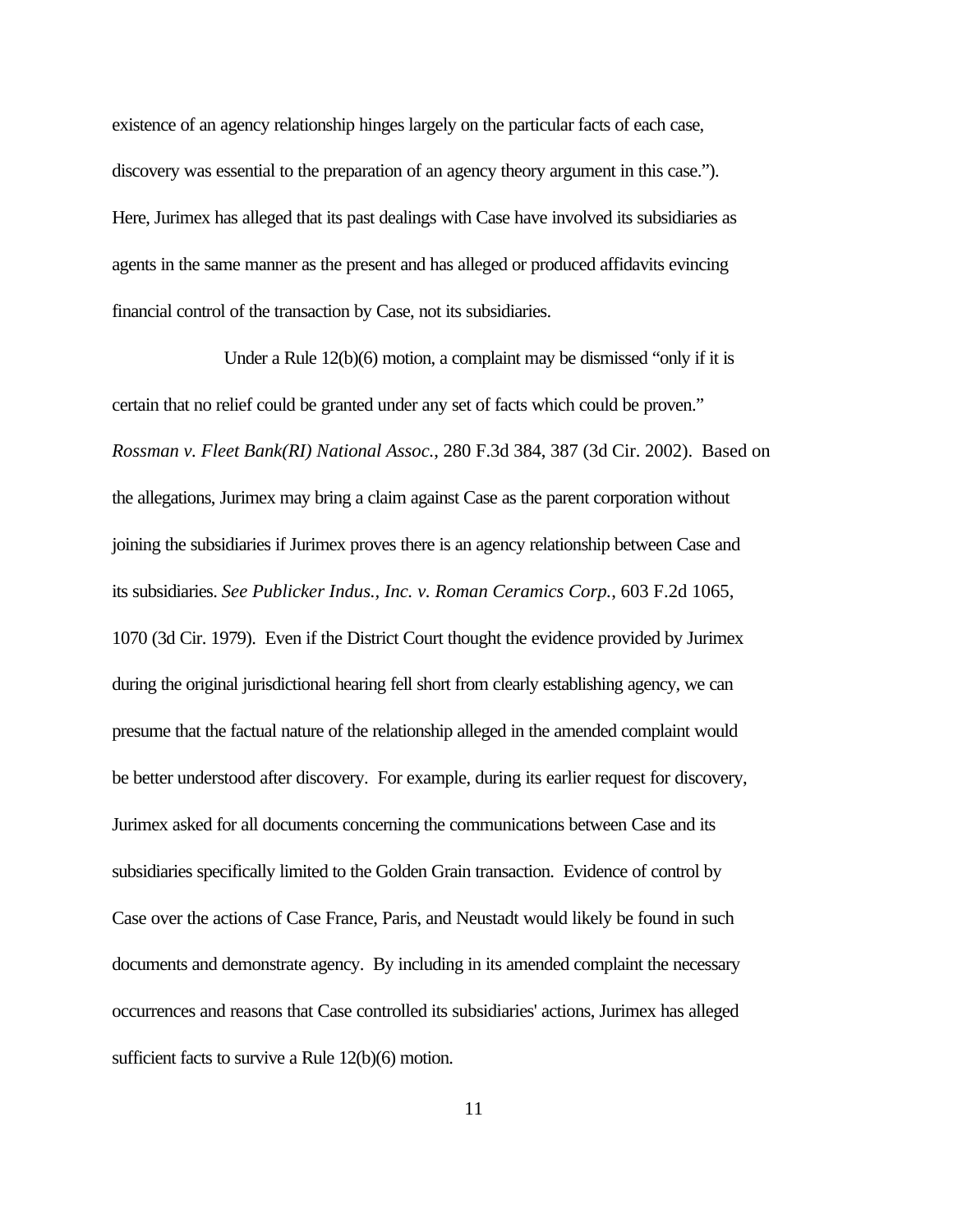existence of an agency relationship hinges largely on the particular facts of each case, discovery was essential to the preparation of an agency theory argument in this case."). Here, Jurimex has alleged that its past dealings with Case have involved its subsidiaries as agents in the same manner as the present and has alleged or produced affidavits evincing financial control of the transaction by Case, not its subsidiaries.

Under a Rule 12(b)(6) motion, a complaint may be dismissed "only if it is certain that no relief could be granted under any set of facts which could be proven." *Rossman v. Fleet Bank(RI) National Assoc.*, 280 F.3d 384, 387 (3d Cir. 2002). Based on the allegations, Jurimex may bring a claim against Case as the parent corporation without joining the subsidiaries if Jurimex proves there is an agency relationship between Case and its subsidiaries. *See Publicker Indus., Inc. v. Roman Ceramics Corp.*, 603 F.2d 1065, 1070 (3d Cir. 1979). Even if the District Court thought the evidence provided by Jurimex during the original jurisdictional hearing fell short from clearly establishing agency, we can presume that the factual nature of the relationship alleged in the amended complaint would be better understood after discovery. For example, during its earlier request for discovery, Jurimex asked for all documents concerning the communications between Case and its subsidiaries specifically limited to the Golden Grain transaction. Evidence of control by Case over the actions of Case France, Paris, and Neustadt would likely be found in such documents and demonstrate agency. By including in its amended complaint the necessary occurrences and reasons that Case controlled its subsidiaries' actions, Jurimex has alleged sufficient facts to survive a Rule 12(b)(6) motion.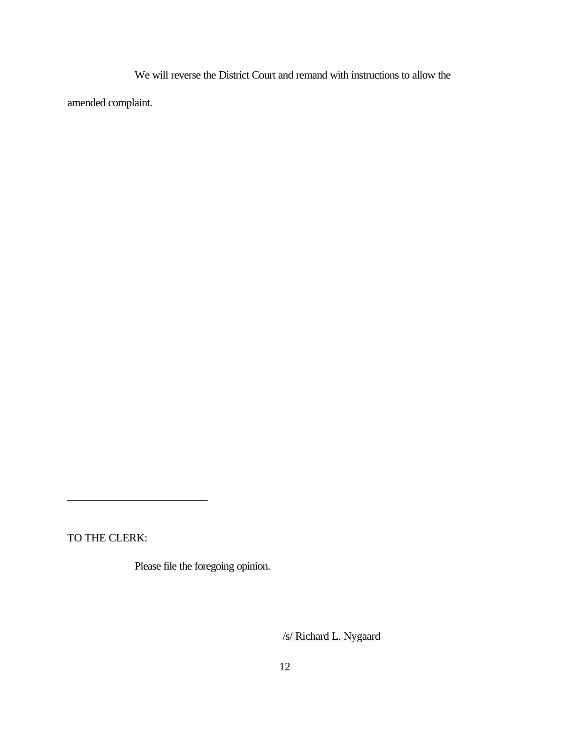We will reverse the District Court and remand with instructions to allow the amended complaint.

---

TO THE CLERK:

Please file the foregoing opinion.

/s/ Richard L. Nygaard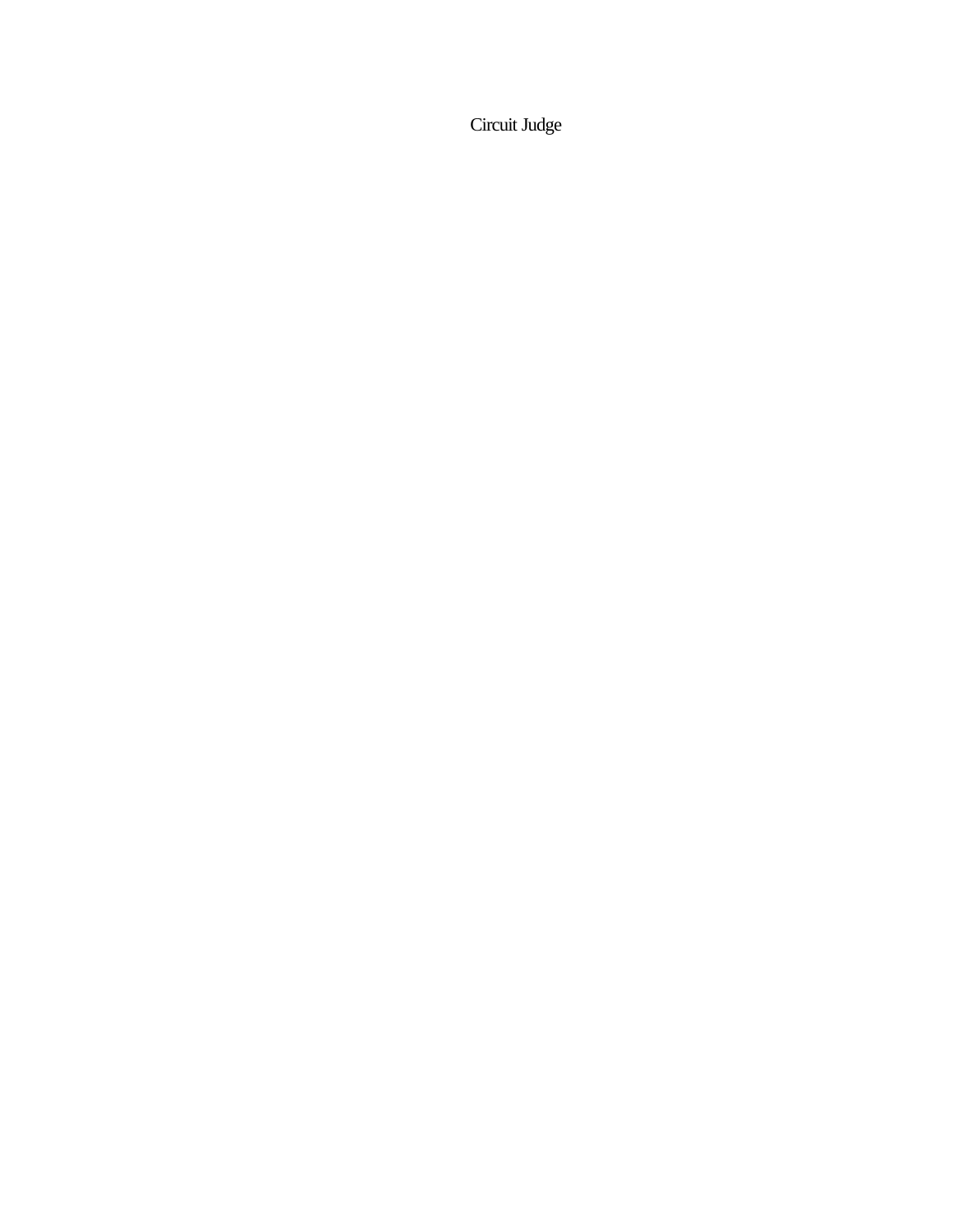Circuit Judge